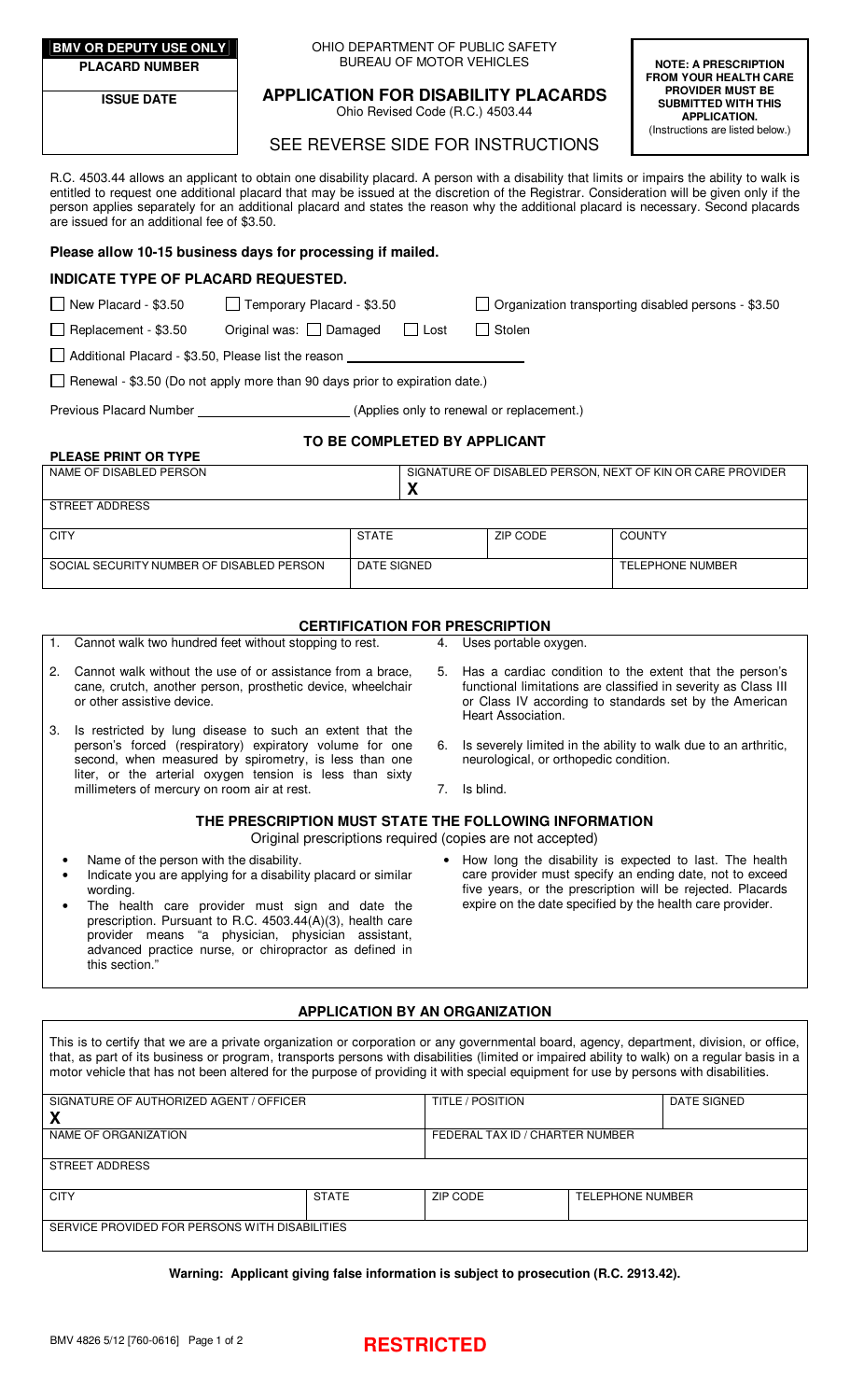| BMV OR DEPUTY USE ONLY |
|---|
| PLACARD NUMBER |
| ISSUE DATE |

OHIO DEPARTMENT OF PUBLIC SAFETY
BUREAU OF MOTOR VEHICLES

# APPLICATION FOR DISABILITY PLACARDS

Ohio Revised Code (R.C.) 4503.44

## SEE REVERSE SIDE FOR INSTRUCTIONS

**NOTE: A PRESCRIPTION FROM YOUR HEALTH CARE PROVIDER MUST BE SUBMITTED WITH THIS APPLICATION.** (Instructions are listed below.)

R.C. 4503.44 allows an applicant to obtain one disability placard. A person with a disability that limits or impairs the ability to walk is entitled to request one additional placard that may be issued at the discretion of the Registrar. Consideration will be given only if the person applies separately for an additional placard and states the reason why the additional placard is necessary. Second placards are issued for an additional fee of $3.50.

**Please allow 10-15 business days for processing if mailed.**

### INDICATE TYPE OF PLACARD REQUESTED.

- ☐ New Placard - $3.50
- ☐ Temporary Placard - $3.50
- ☐ Organization transporting disabled persons - $3.50
- ☐ Replacement - $3.50 Original was: ☐ Damaged ☐ Lost ☐ Stolen
- ☐ Additional Placard - $3.50, Please list the reason ______________________
- ☐ Renewal - $3.50 (Do not apply more than 90 days prior to expiration date.)

Previous Placard Number ____________________ (Applies only to renewal or replacement.)

### TO BE COMPLETED BY APPLICANT

**PLEASE PRINT OR TYPE**

| NAME OF DISABLED PERSON | | SIGNATURE OF DISABLED PERSON, NEXT OF KIN OR CARE PROVIDER<br>X | |
|---|---|---|---|
| STREET ADDRESS | | | |
| CITY | STATE | ZIP CODE | COUNTY |
| SOCIAL SECURITY NUMBER OF DISABLED PERSON | DATE SIGNED | | TELEPHONE NUMBER |

### CERTIFICATION FOR PRESCRIPTION

1. Cannot walk two hundred feet without stopping to rest.
2. Cannot walk without the use of or assistance from a brace, cane, crutch, another person, prosthetic device, wheelchair or other assistive device.
3. Is restricted by lung disease to such an extent that the person's forced (respiratory) expiratory volume for one second, when measured by spirometry, is less than one liter, or the arterial oxygen tension is less than sixty millimeters of mercury on room air at rest.
4. Uses portable oxygen.
5. Has a cardiac condition to the extent that the person's functional limitations are classified in severity as Class III or Class IV according to standards set by the American Heart Association.
6. Is severely limited in the ability to walk due to an arthritic, neurological, or orthopedic condition.
7. Is blind.

### THE PRESCRIPTION MUST STATE THE FOLLOWING INFORMATION

Original prescriptions required (copies are not accepted)

- Name of the person with the disability.
- Indicate you are applying for a disability placard or similar wording.
- The health care provider must sign and date the prescription. Pursuant to R.C. 4503.44(A)(3), health care provider means "a physician, physician assistant, advanced practice nurse, or chiropractor as defined in this section."
- How long the disability is expected to last. The health care provider must specify an ending date, not to exceed five years, or the prescription will be rejected. Placards expire on the date specified by the health care provider.

### APPLICATION BY AN ORGANIZATION

This is to certify that we are a private organization or corporation or any governmental board, agency, department, division, or office, that, as part of its business or program, transports persons with disabilities (limited or impaired ability to walk) on a regular basis in a motor vehicle that has not been altered for the purpose of providing it with special equipment for use by persons with disabilities.

| SIGNATURE OF AUTHORIZED AGENT / OFFICER<br>X | | TITLE / POSITION | | DATE SIGNED |
|---|---|---|---|---|
| NAME OF ORGANIZATION | | FEDERAL TAX ID / CHARTER NUMBER | | |
| STREET ADDRESS | | | | |
| CITY | STATE | ZIP CODE | TELEPHONE NUMBER | |
| SERVICE PROVIDED FOR PERSONS WITH DISABILITIES | | | | |

**Warning: Applicant giving false information is subject to prosecution (R.C. 2913.42).**

BMV 4826 5/12 [760-0616]

**RESTRICTED**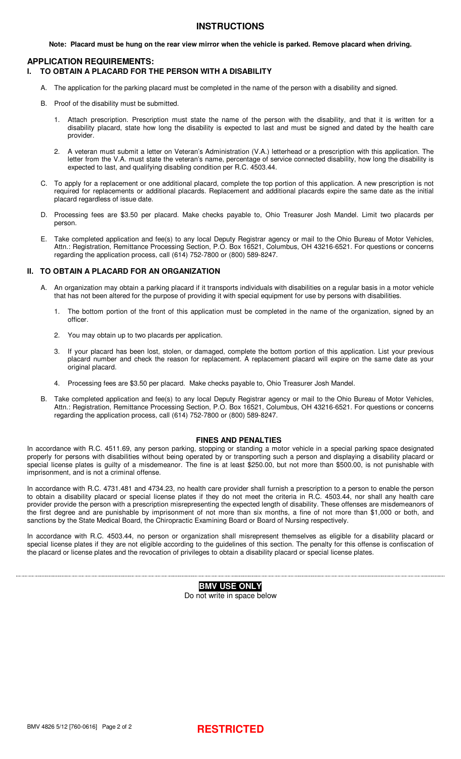# INSTRUCTIONS

**Note: Placard must be hung on the rear view mirror when the vehicle is parked. Remove placard when driving.**

## APPLICATION REQUIREMENTS:

### I. TO OBTAIN A PLACARD FOR THE PERSON WITH A DISABILITY

A. The application for the parking placard must be completed in the name of the person with a disability and signed.

B. Proof of the disability must be submitted.

1. Attach prescription. Prescription must state the name of the person with the disability, and that it is written for a disability placard, state how long the disability is expected to last and must be signed and dated by the health care provider.

2. A veteran must submit a letter on Veteran's Administration (V.A.) letterhead or a prescription with this application. The letter from the V.A. must state the veteran's name, percentage of service connected disability, how long the disability is expected to last, and qualifying disabling condition per R.C. 4503.44.

C. To apply for a replacement or one additional placard, complete the top portion of this application. A new prescription is not required for replacements or additional placards. Replacement and additional placards expire the same date as the initial placard regardless of issue date.

D. Processing fees are $3.50 per placard. Make checks payable to, Ohio Treasurer Josh Mandel. Limit two placards per person.

E. Take completed application and fee(s) to any local Deputy Registrar agency or mail to the Ohio Bureau of Motor Vehicles, Attn.: Registration, Remittance Processing Section, P.O. Box 16521, Columbus, OH 43216-6521. For questions or concerns regarding the application process, call (614) 752-7800 or (800) 589-8247.

### II. TO OBTAIN A PLACARD FOR AN ORGANIZATION

A. An organization may obtain a parking placard if it transports individuals with disabilities on a regular basis in a motor vehicle that has not been altered for the purpose of providing it with special equipment for use by persons with disabilities.

1. The bottom portion of the front of this application must be completed in the name of the organization, signed by an officer.

2. You may obtain up to two placards per application.

3. If your placard has been lost, stolen, or damaged, complete the bottom portion of this application. List your previous placard number and check the reason for replacement. A replacement placard will expire on the same date as your original placard.

4. Processing fees are $3.50 per placard. Make checks payable to, Ohio Treasurer Josh Mandel.

B. Take completed application and fee(s) to any local Deputy Registrar agency or mail to the Ohio Bureau of Motor Vehicles, Attn.: Registration, Remittance Processing Section, P.O. Box 16521, Columbus, OH 43216-6521. For questions or concerns regarding the application process, call (614) 752-7800 or (800) 589-8247.

## FINES AND PENALTIES

In accordance with R.C. 4511.69, any person parking, stopping or standing a motor vehicle in a special parking space designated properly for persons with disabilities without being operated by or transporting such a person and displaying a disability placard or special license plates is guilty of a misdemeanor. The fine is at least $250.00, but not more than $500.00, is not punishable with imprisonment, and is not a criminal offense.

In accordance with R.C. 4731.481 and 4734.23, no health care provider shall furnish a prescription to a person to enable the person to obtain a disability placard or special license plates if they do not meet the criteria in R.C. 4503.44, nor shall any health care provider provide the person with a prescription misrepresenting the expected length of disability. These offenses are misdemeanors of the first degree and are punishable by imprisonment of not more than six months, a fine of not more than $1,000 or both, and sanctions by the State Medical Board, the Chiropractic Examining Board or Board of Nursing respectively.

In accordance with R.C. 4503.44, no person or organization shall misrepresent themselves as eligible for a disability placard or special license plates if they are not eligible according to the guidelines of this section. The penalty for this offense is confiscation of the placard or license plates and the revocation of privileges to obtain a disability placard or special license plates.

**BMV USE ONLY**

Do not write in space below

BMV 4826 5/12 [760-0616]

**RESTRICTED**